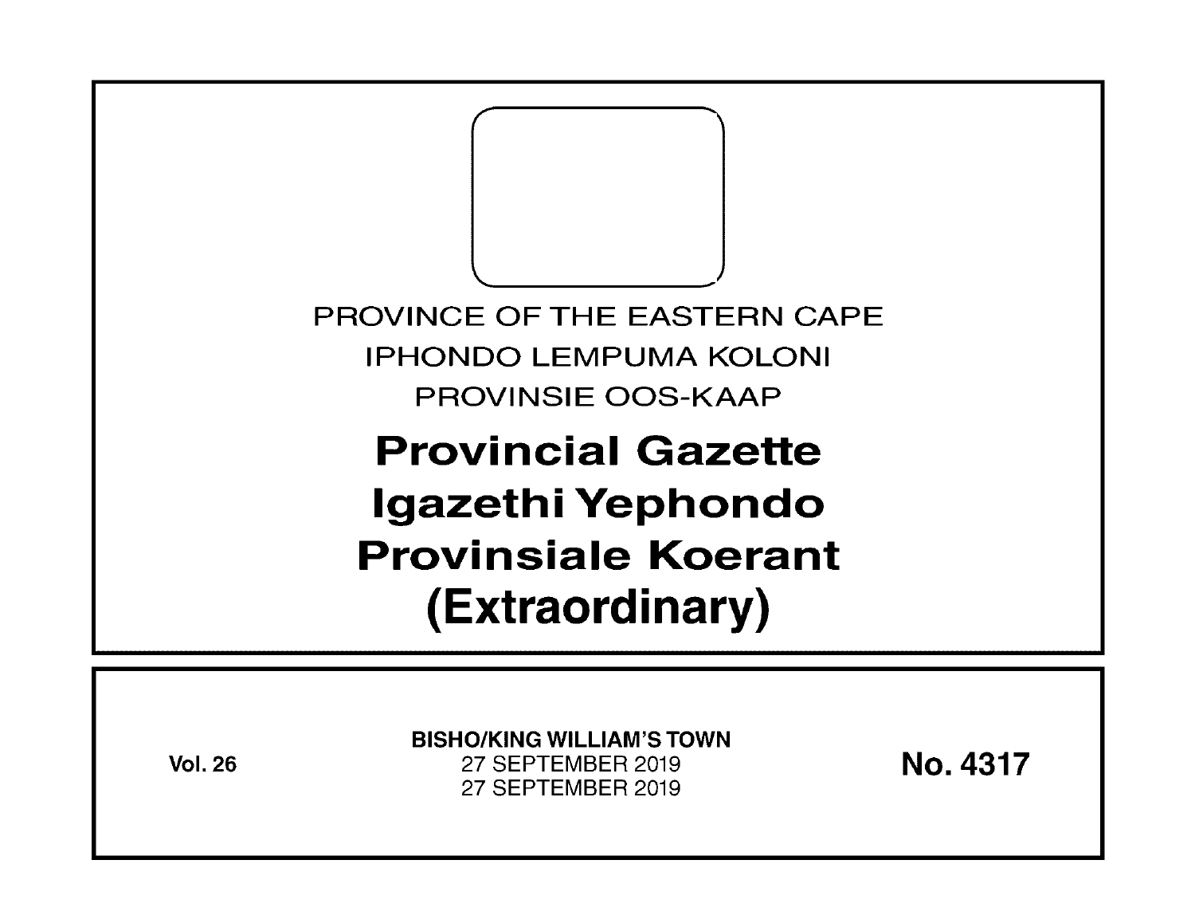PROVINCE OF THE EASTERN CAPE

IPHONDO LEMPUMA KOLONI

PROVINSIE OOS-KAAP

# Provincial Gazette
# Igazethi Yephondo
# Provinsiale Koerant
# (Extraordinary)

**Vol. 26**

**BISHO/KING WILLIAM'S TOWN**

27 SEPTEMBER 2019

27 SEPTEMBER 2019

**No. 4317**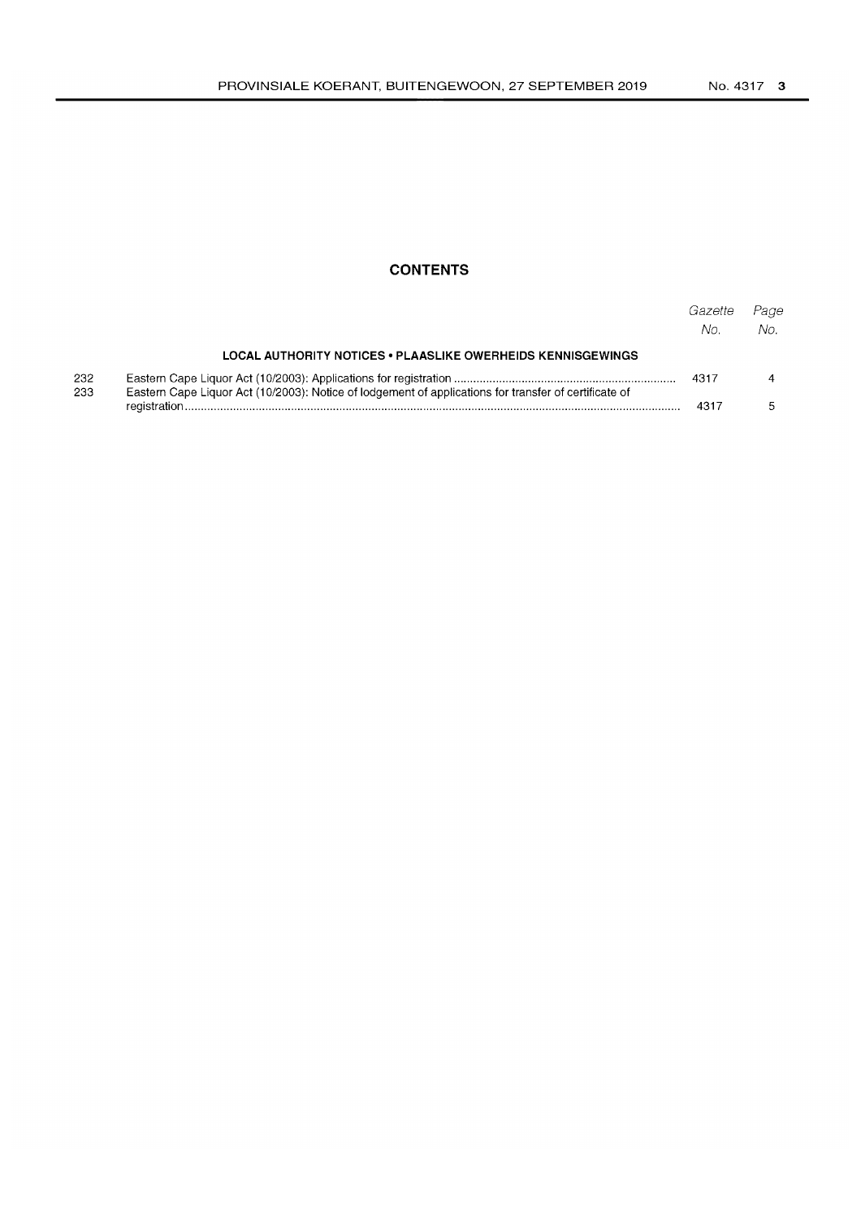## CONTENTS

| | | *Gazette No.* | *Page No.* |
|---|---|---|---|
| | **LOCAL AUTHORITY NOTICES • PLAASLIKE OWERHEIDS KENNISGEWINGS** | | |
| 232 | Eastern Cape Liquor Act (10/2003): Applications for registration | 4317 | 4 |
| 233 | Eastern Cape Liquor Act (10/2003): Notice of lodgement of applications for transfer of certificate of registration | 4317 | 5 |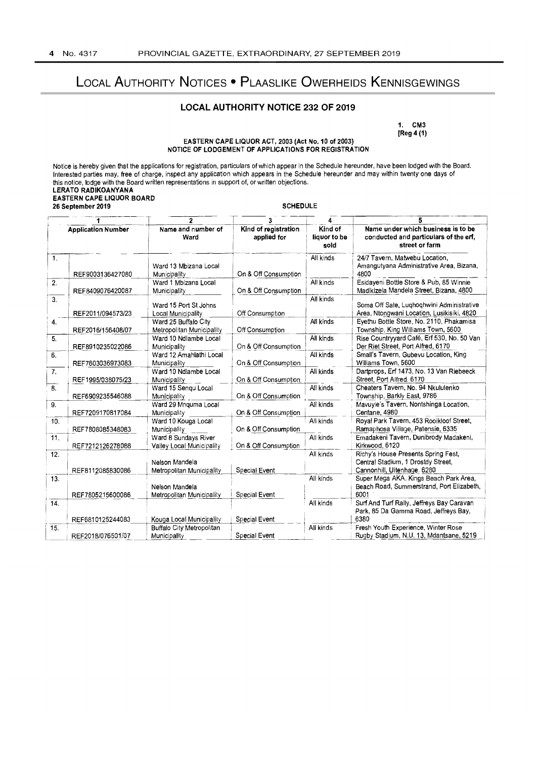# Local Authority Notices • Plaaslike Owerheids Kennisgewings

## LOCAL AUTHORITY NOTICE 232 OF 2019

**1. CM3**
**[Reg 4 (1)]**

**EASTERN CAPE LIQUOR ACT, 2003 (Act No. 10 of 2003)**
**NOTICE OF LODGEMENT OF APPLICATIONS FOR REGISTRATION**

Notice is hereby given that the applications for registration, particulars of which appear in the Schedule hereunder, have been lodged with the Board. Interested parties may, free of charge, inspect any application which appears in the Schedule hereunder and may within twenty one days of this notice, lodge with the Board written representations in support of, or written objections.

**LERATO RADIKOANYANA**
**EASTERN CAPE LIQUOR BOARD**
**26 September 2019**

**SCHEDULE**

| | 1 | 2 | 3 | 4 | 5 |
|---|---|---|---|---|---|
| | Application Number | Name and number of Ward | Kind of registration applied for | Kind of liquor to be sold | Name under which business is to be conducted and particulars of the erf, street or farm |
| 1. | REF9003136427080 | Ward 13 Mbizana Local Municipality | On & Off Consumption | All kinds | 24/7 Tavern, Matwebu Location, Amangutyana Administrative Area, Bizana, 4800 |
| 2. | REF8409076420087 | Ward 1 Mbizana Local Municipality | On & Off Consumption | All kinds | Esidayeni Bottle Store & Pub, 85 Winnie Madikizela Mandela Street, Bizana, 4800 |
| 3. | REF2011/094573/23 | Ward 15 Port St Johns Local Municipality | Off Consumption | All kinds | Soma Off Sale, Luqhoqhwini Administrative Area, Ntongwani Location, Lusikisiki, 4820 |
| 4. | REF2016/156408/07 | Ward 25 Buffalo City Metropolitan Municipality | Off Consumption | All kinds | Eyethu Bottle Store, No. 2110, Phakamisa Township, King Williams Town, 5600 |
| 5. | REF8910235022086 | Ward 10 Ndlambe Local Municipality | On & Off Consumption | All kinds | Rise Countryyard Café, Erf 530, No. 50 Van Der Riet Street, Port Alfred, 6170 |
| 6. | REF7603036973083 | Ward 12 Amahlathi Local Municipality | On & Off Consumption | All kinds | Small's Tavern, Gubevu Location, King Williams Town, 5600 |
| 7. | REF1995/038075/23 | Ward 10 Ndlambe Local Municipality | On & Off Consumption | All kinds | Dartprops, Erf 1473, No. 13 Van Riebeeck Street, Port Alfred, 6170 |
| 8. | REF6909235546088 | Ward 15 Senqu Local Municipality | On & Off Consumption | All kinds | Cheaters Tavern, No. 94 Nkululenko Township, Barkly East, 9786 |
| 9. | REF7209170817084 | Ward 29 Mnquma Local Municipality | On & Off Consumption | All kinds | Mavuyie's Tavern, Nontshinga Location, Centane, 4980 |
| 10. | REF7808085348083 | Ward 10 Kouga Local Municipality | On & Off Consumption | All kinds | Royal Park Tavern, 453 Rooikloof Street, Ramaphosa Village, Patensie, 6335 |
| 11. | REF7212126278088 | Ward 8 Sundays River Valley Local Municipality | On & Off Consumption | All kinds | Emadakeni Tavern, Dunibrody Madakeni, Kirkwood, 6120 |
| 12. | REF8112085830086 | Nelson Mandela Metropolitan Municipality | Special Event | All kinds | Richy's House Presents Spring Fest, Central Stadium, 1 Drostdy Street, Cannonhill, Uitenhage, 6280 |
| 13. | REF7805215600086 | Nelson Mandela Metropolitan Municipality | Special Event | All kinds | Super Mega AKA, Kings Beach Park Area, Beach Road, Summerstrand, Port Elizabeth, 6001 |
| 14. | REF6810125244083 | Kouga Local Municipality | Special Event | All kinds | Surf And Turf Rally, Jeffreys Bay Caravan Park, 85 Da Gamma Road, Jeffreys Bay, 6380 |
| 15. | REF2018/076501/07 | Buffalo City Metropolitan Municipality | Special Event | All kinds | Fresh Youth Experience, Winter Rose Rugby Stadium, N.U. 13, Mdantsane, 5219 |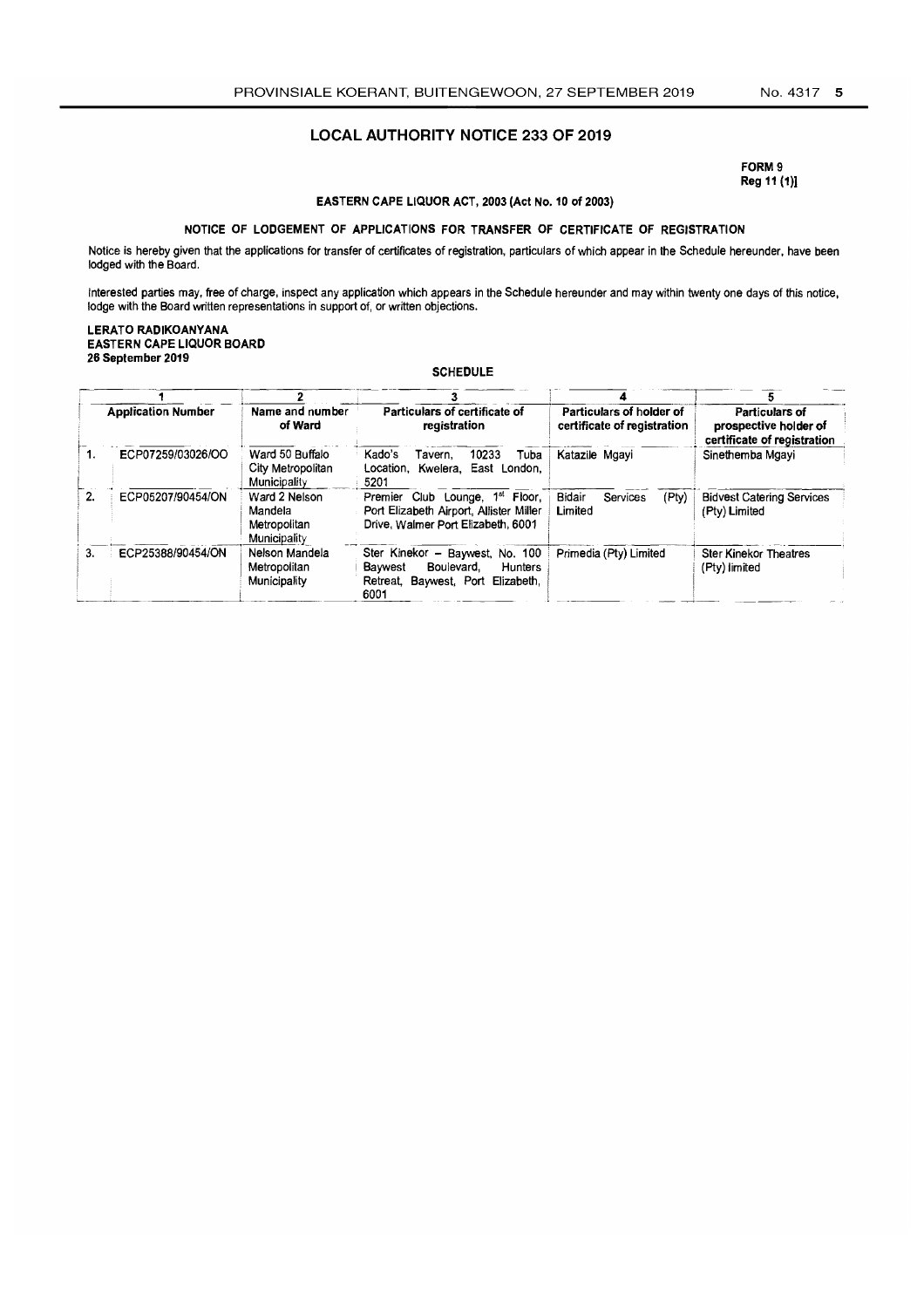## LOCAL AUTHORITY NOTICE 233 OF 2019

**FORM 9**
**Reg 11 (1)]**

**EASTERN CAPE LIQUOR ACT, 2003 (Act No. 10 of 2003)**

**NOTICE OF LODGEMENT OF APPLICATIONS FOR TRANSFER OF CERTIFICATE OF REGISTRATION**

Notice is hereby given that the applications for transfer of certificates of registration, particulars of which appear in the Schedule hereunder, have been lodged with the Board.

Interested parties may, free of charge, inspect any application which appears in the Schedule hereunder and may within twenty one days of this notice, lodge with the Board written representations in support of, or written objections.

**LERATO RADIKOANYANA**
**EASTERN CAPE LIQUOR BOARD**
**26 September 2019**

**SCHEDULE**

| | 1 | 2 | 3 | 4 | 5 |
|---|---|---|---|---|---|
| | **Application Number** | **Name and number of Ward** | **Particulars of certificate of registration** | **Particulars of holder of certificate of registration** | **Particulars of prospective holder of certificate of registration** |
| 1. | ECP07259/03026/OO | Ward 50 Buffalo City Metropolitan Municipality | Kado's Tavern, 10233 Tuba Location, Kwelera, East London, 5201 | Katazile Mgayi | Sinethemba Mgayi |
| 2. | ECP05207/90454/ON | Ward 2 Nelson Mandela Metropolitan Municipality | Premier Club Lounge, 1st Floor, Port Elizabeth Airport, Allister Miller Drive, Walmer Port Elizabeth, 6001 | Bidair Services (Pty) Limited | Bidvest Catering Services (Pty) Limited |
| 3. | ECP25388/90454/ON | Nelson Mandela Metropolitan Municipality | Ster Kinekor – Baywest, No. 100 Baywest Boulevard, Hunters Retreat, Baywest, Port Elizabeth, 6001 | Primedia (Pty) Limited | Ster Kinekor Theatres (Pty) limited |